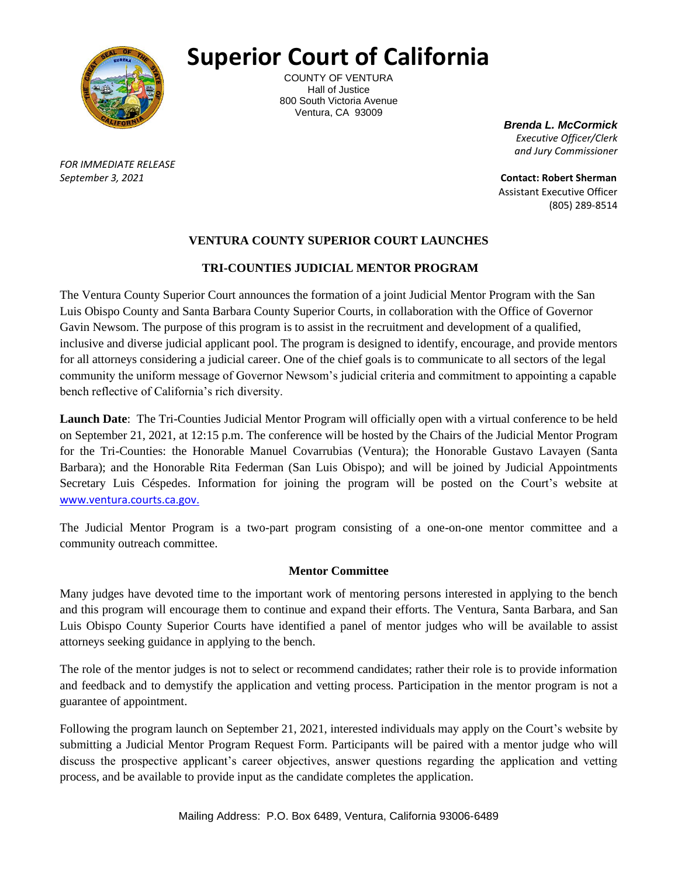# Superior Court of California

COUNTY OF VENTURA
Hall of Justice
800 South Victoria Avenue
Ventura, CA 93009

***Brenda L. McCormick***
*Executive Officer/Clerk*
*and Jury Commissioner*

*FOR IMMEDIATE RELEASE*
*September 3, 2021*

**Contact: Robert Sherman**
Assistant Executive Officer
(805) 289-8514

## VENTURA COUNTY SUPERIOR COURT LAUNCHES

## TRI-COUNTIES JUDICIAL MENTOR PROGRAM

The Ventura County Superior Court announces the formation of a joint Judicial Mentor Program with the San Luis Obispo County and Santa Barbara County Superior Courts, in collaboration with the Office of Governor Gavin Newsom. The purpose of this program is to assist in the recruitment and development of a qualified, inclusive and diverse judicial applicant pool. The program is designed to identify, encourage, and provide mentors for all attorneys considering a judicial career. One of the chief goals is to communicate to all sectors of the legal community the uniform message of Governor Newsom's judicial criteria and commitment to appointing a capable bench reflective of California's rich diversity.

**Launch Date**: The Tri-Counties Judicial Mentor Program will officially open with a virtual conference to be held on September 21, 2021, at 12:15 p.m. The conference will be hosted by the Chairs of the Judicial Mentor Program for the Tri-Counties: the Honorable Manuel Covarrubias (Ventura); the Honorable Gustavo Lavayen (Santa Barbara); and the Honorable Rita Federman (San Luis Obispo); and will be joined by Judicial Appointments Secretary Luis Céspedes. Information for joining the program will be posted on the Court's website at www.ventura.courts.ca.gov.

The Judicial Mentor Program is a two-part program consisting of a one-on-one mentor committee and a community outreach committee.

### Mentor Committee

Many judges have devoted time to the important work of mentoring persons interested in applying to the bench and this program will encourage them to continue and expand their efforts. The Ventura, Santa Barbara, and San Luis Obispo County Superior Courts have identified a panel of mentor judges who will be available to assist attorneys seeking guidance in applying to the bench.

The role of the mentor judges is not to select or recommend candidates; rather their role is to provide information and feedback and to demystify the application and vetting process. Participation in the mentor program is not a guarantee of appointment.

Following the program launch on September 21, 2021, interested individuals may apply on the Court's website by submitting a Judicial Mentor Program Request Form. Participants will be paired with a mentor judge who will discuss the prospective applicant's career objectives, answer questions regarding the application and vetting process, and be available to provide input as the candidate completes the application.

Mailing Address: P.O. Box 6489, Ventura, California 93006-6489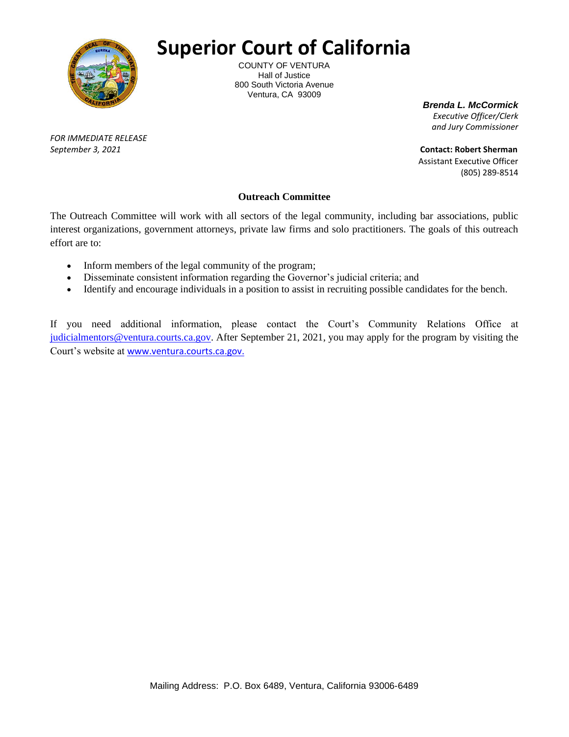# Superior Court of California

COUNTY OF VENTURA
Hall of Justice
800 South Victoria Avenue
Ventura, CA 93009

***Brenda L. McCormick***
*Executive Officer/Clerk*
*and Jury Commissioner*

*FOR IMMEDIATE RELEASE*
*September 3, 2021*

**Contact: Robert Sherman**
Assistant Executive Officer
(805) 289-8514

## Outreach Committee

The Outreach Committee will work with all sectors of the legal community, including bar associations, public interest organizations, government attorneys, private law firms and solo practitioners. The goals of this outreach effort are to:

- Inform members of the legal community of the program;
- Disseminate consistent information regarding the Governor's judicial criteria; and
- Identify and encourage individuals in a position to assist in recruiting possible candidates for the bench.

If you need additional information, please contact the Court's Community Relations Office at judicialmentors@ventura.courts.ca.gov. After September 21, 2021, you may apply for the program by visiting the Court's website at www.ventura.courts.ca.gov.

Mailing Address: P.O. Box 6489, Ventura, California 93006-6489